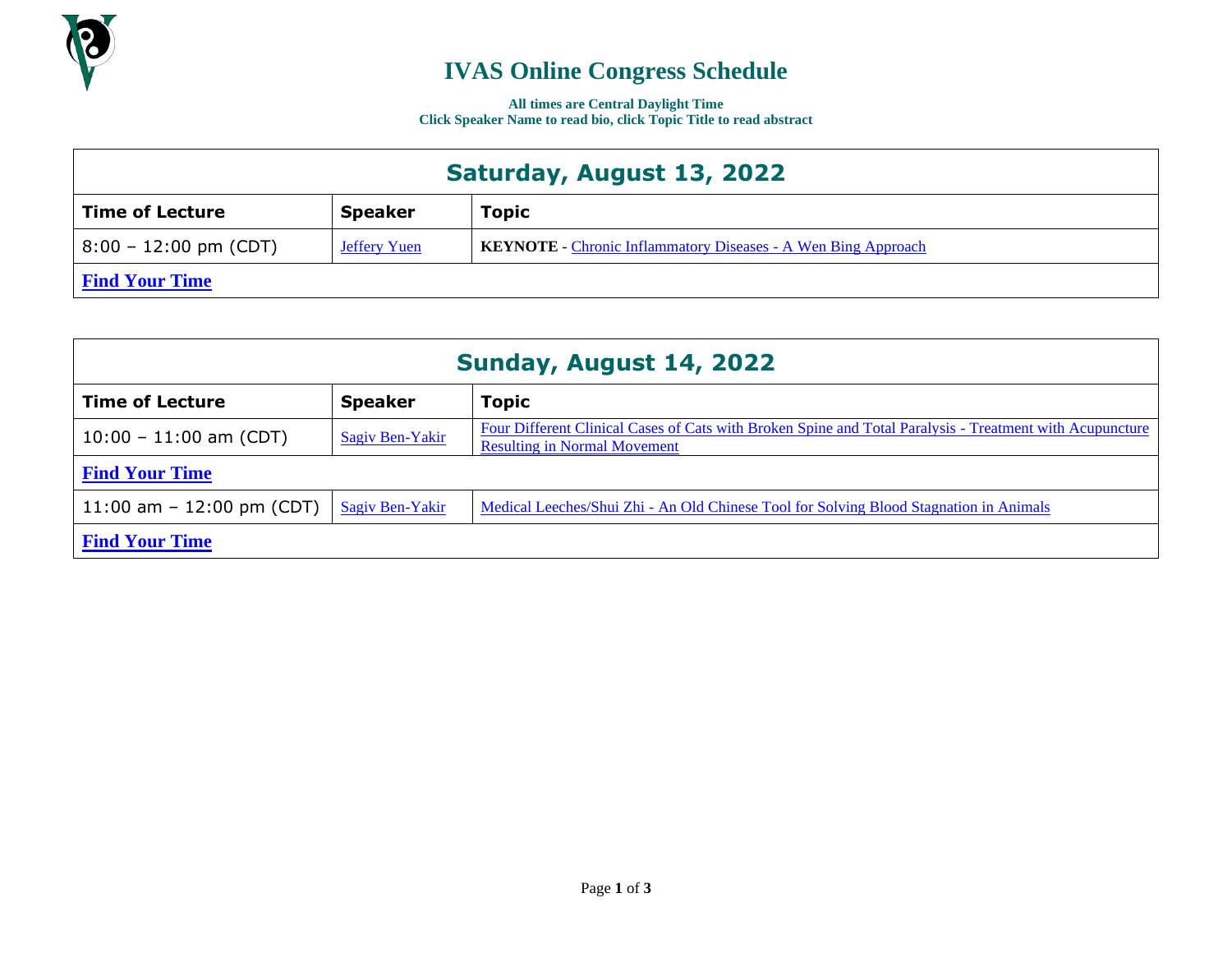# IVAS Online Congress Schedule

**All times are Central Daylight Time**
**Click Speaker Name to read bio, click Topic Title to read abstract**

## Saturday, August 13, 2022

| Time of Lecture | Speaker | Topic |
|---|---|---|
| 8:00 – 12:00 pm (CDT) | Jeffery Yuen | **KEYNOTE** - Chronic Inflammatory Diseases - A Wen Bing Approach |
| **Find Your Time** | | |

## Sunday, August 14, 2022

| Time of Lecture | Speaker | Topic |
|---|---|---|
| 10:00 – 11:00 am (CDT) | Sagiv Ben-Yakir | Four Different Clinical Cases of Cats with Broken Spine and Total Paralysis - Treatment with Acupuncture Resulting in Normal Movement |
| **Find Your Time** | | |
| 11:00 am – 12:00 pm (CDT) | Sagiv Ben-Yakir | Medical Leeches/Shui Zhi - An Old Chinese Tool for Solving Blood Stagnation in Animals |
| **Find Your Time** | | |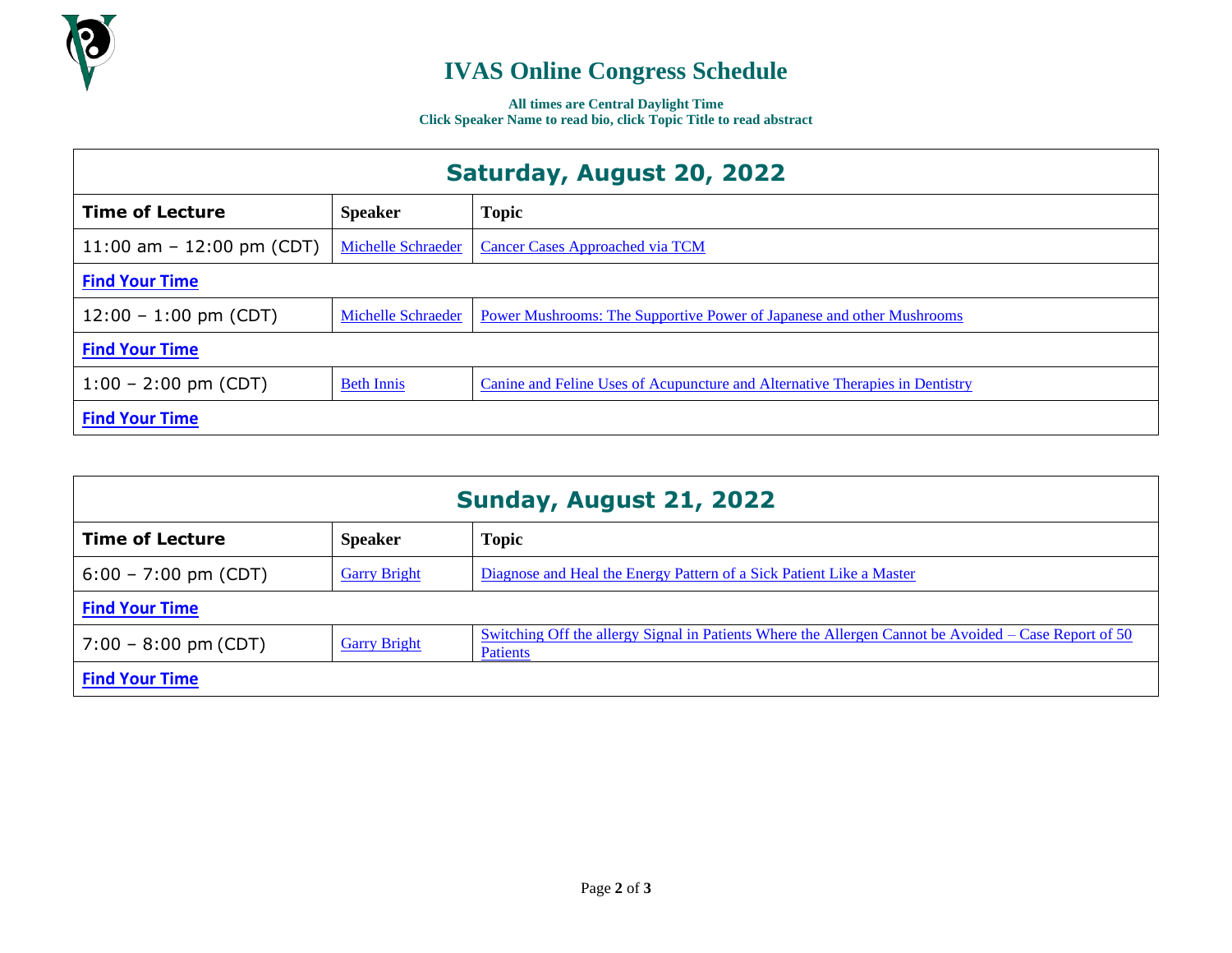# IVAS Online Congress Schedule

**All times are Central Daylight Time**
**Click Speaker Name to read bio, click Topic Title to read abstract**

| Saturday, August 20, 2022 | | |
|---|---|---|
| **Time of Lecture** | **Speaker** | **Topic** |
| 11:00 am – 12:00 pm (CDT) | Michelle Schraeder | Cancer Cases Approached via TCM |
| **Find Your Time** | | |
| 12:00 – 1:00 pm (CDT) | Michelle Schraeder | Power Mushrooms: The Supportive Power of Japanese and other Mushrooms |
| **Find Your Time** | | |
| 1:00 – 2:00 pm (CDT) | Beth Innis | Canine and Feline Uses of Acupuncture and Alternative Therapies in Dentistry |
| **Find Your Time** | | |

| Sunday, August 21, 2022 | | |
|---|---|---|
| **Time of Lecture** | **Speaker** | **Topic** |
| 6:00 – 7:00 pm (CDT) | Garry Bright | Diagnose and Heal the Energy Pattern of a Sick Patient Like a Master |
| **Find Your Time** | | |
| 7:00 – 8:00 pm (CDT) | Garry Bright | Switching Off the allergy Signal in Patients Where the Allergen Cannot be Avoided – Case Report of 50 Patients |
| **Find Your Time** | | |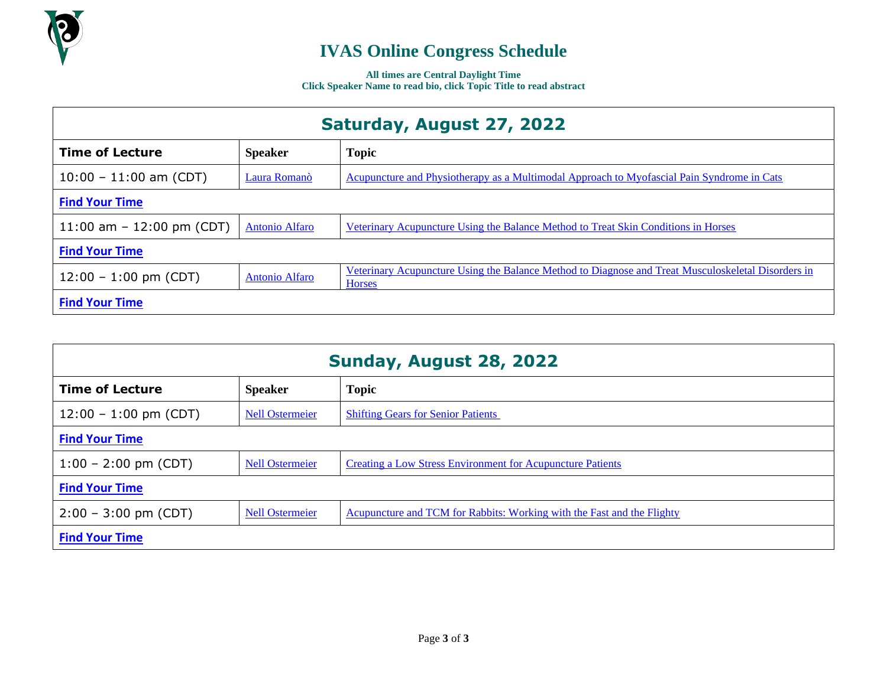# IVAS Online Congress Schedule

**All times are Central Daylight Time**
**Click Speaker Name to read bio, click Topic Title to read abstract**

| Saturday, August 27, 2022 | | |
|---|---|---|
| **Time of Lecture** | **Speaker** | **Topic** |
| 10:00 – 11:00 am (CDT) | Laura Romanò | Acupuncture and Physiotherapy as a Multimodal Approach to Myofascial Pain Syndrome in Cats |
| **Find Your Time** | | |
| 11:00 am – 12:00 pm (CDT) | Antonio Alfaro | Veterinary Acupuncture Using the Balance Method to Treat Skin Conditions in Horses |
| **Find Your Time** | | |
| 12:00 – 1:00 pm (CDT) | Antonio Alfaro | Veterinary Acupuncture Using the Balance Method to Diagnose and Treat Musculoskeletal Disorders in Horses |
| **Find Your Time** | | |

| Sunday, August 28, 2022 | | |
|---|---|---|
| **Time of Lecture** | **Speaker** | **Topic** |
| 12:00 – 1:00 pm (CDT) | Nell Ostermeier | Shifting Gears for Senior Patients |
| **Find Your Time** | | |
| 1:00 – 2:00 pm (CDT) | Nell Ostermeier | Creating a Low Stress Environment for Acupuncture Patients |
| **Find Your Time** | | |
| 2:00 – 3:00 pm (CDT) | Nell Ostermeier | Acupuncture and TCM for Rabbits: Working with the Fast and the Flighty |
| **Find Your Time** | | |